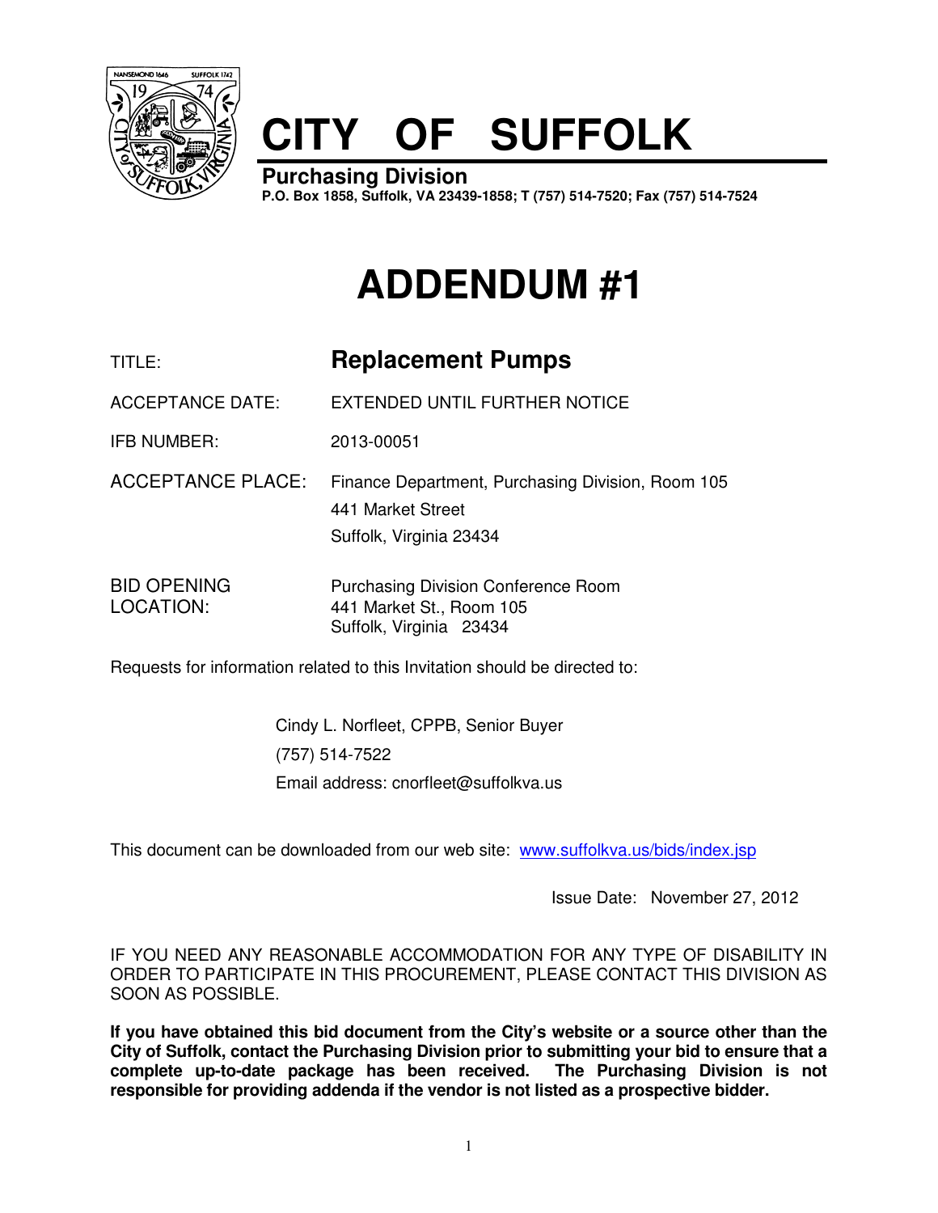# CITY OF SUFFOLK

**Purchasing Division**
**P.O. Box 1858, Suffolk, VA 23439-1858; T (757) 514-7520; Fax (757) 514-7524**

# ADDENDUM #1

TITLE: **Replacement Pumps**

ACCEPTANCE DATE: EXTENDED UNTIL FURTHER NOTICE

IFB NUMBER: 2013-00051

ACCEPTANCE PLACE: Finance Department, Purchasing Division, Room 105
441 Market Street
Suffolk, Virginia 23434

BID OPENING LOCATION: Purchasing Division Conference Room
441 Market St., Room 105
Suffolk, Virginia 23434

Requests for information related to this Invitation should be directed to:

Cindy L. Norfleet, CPPB, Senior Buyer
(757) 514-7522
Email address: cnorfleet@suffolkva.us

This document can be downloaded from our web site: www.suffolkva.us/bids/index.jsp

Issue Date: November 27, 2012

IF YOU NEED ANY REASONABLE ACCOMMODATION FOR ANY TYPE OF DISABILITY IN ORDER TO PARTICIPATE IN THIS PROCUREMENT, PLEASE CONTACT THIS DIVISION AS SOON AS POSSIBLE.

**If you have obtained this bid document from the City's website or a source other than the City of Suffolk, contact the Purchasing Division prior to submitting your bid to ensure that a complete up-to-date package has been received. The Purchasing Division is not responsible for providing addenda if the vendor is not listed as a prospective bidder.**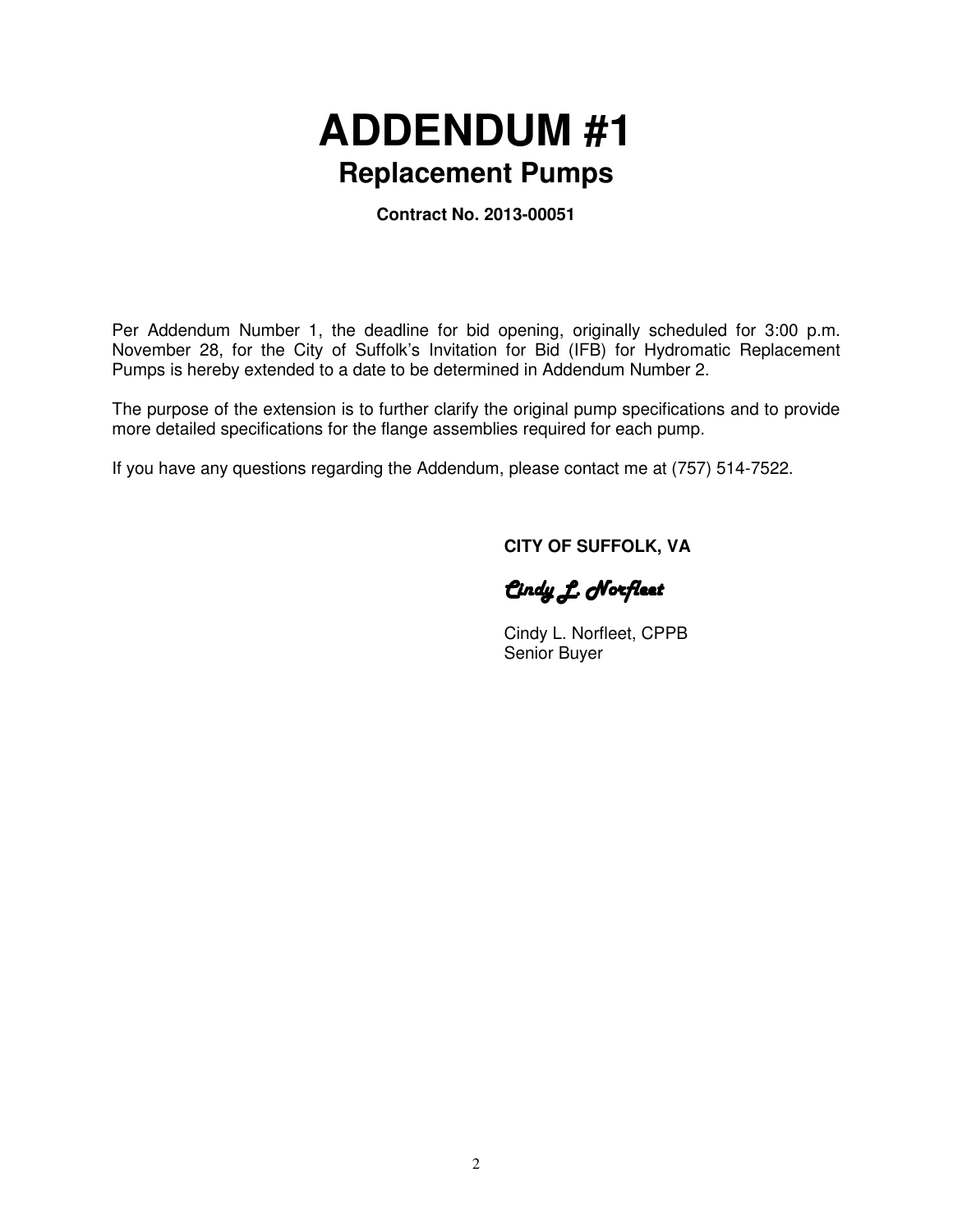# ADDENDUM #1

## Replacement Pumps

**Contract No. 2013-00051**

Per Addendum Number 1, the deadline for bid opening, originally scheduled for 3:00 p.m. November 28, for the City of Suffolk's Invitation for Bid (IFB) for Hydromatic Replacement Pumps is hereby extended to a date to be determined in Addendum Number 2.

The purpose of the extension is to further clarify the original pump specifications and to provide more detailed specifications for the flange assemblies required for each pump.

If you have any questions regarding the Addendum, please contact me at (757) 514-7522.

**CITY OF SUFFOLK, VA**

*Cindy L. Norfleet*

Cindy L. Norfleet, CPPB
Senior Buyer